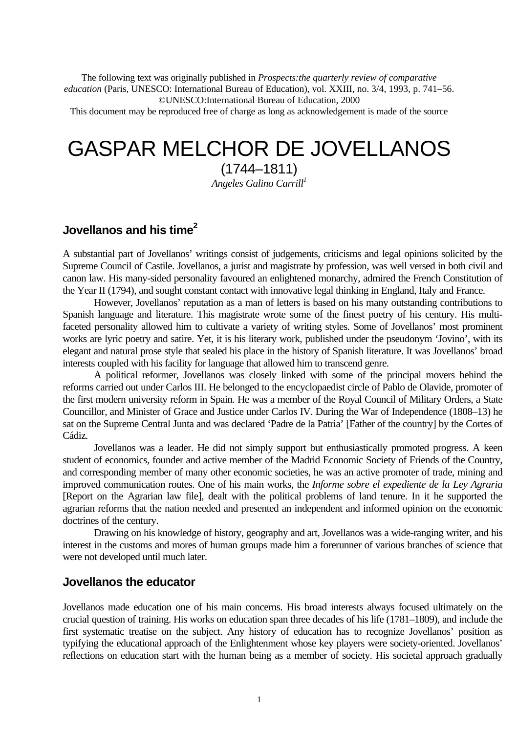The following text was originally published in *Prospects:the quarterly review of comparative education* (Paris, UNESCO: International Bureau of Education), vol. XXIII, no. 3/4, 1993, p. 741–56.
©UNESCO:International Bureau of Education, 2000
This document may be reproduced free of charge as long as acknowledgement is made of the source

# GASPAR MELCHOR DE JOVELLANOS

(1744–1811)

*Angeles Galino Carrill*[1]

## Jovellanos and his time[2]

A substantial part of Jovellanos' writings consist of judgements, criticisms and legal opinions solicited by the Supreme Council of Castile. Jovellanos, a jurist and magistrate by profession, was well versed in both civil and canon law. His many-sided personality favoured an enlightened monarchy, admired the French Constitution of the Year II (1794), and sought constant contact with innovative legal thinking in England, Italy and France.

However, Jovellanos' reputation as a man of letters is based on his many outstanding contributions to Spanish language and literature. This magistrate wrote some of the finest poetry of his century. His multi-faceted personality allowed him to cultivate a variety of writing styles. Some of Jovellanos' most prominent works are lyric poetry and satire. Yet, it is his literary work, published under the pseudonym 'Jovino', with its elegant and natural prose style that sealed his place in the history of Spanish literature. It was Jovellanos' broad interests coupled with his facility for language that allowed him to transcend genre.

A political reformer, Jovellanos was closely linked with some of the principal movers behind the reforms carried out under Carlos III. He belonged to the encyclopaedist circle of Pablo de Olavide, promoter of the first modern university reform in Spain. He was a member of the Royal Council of Military Orders, a State Councillor, and Minister of Grace and Justice under Carlos IV. During the War of Independence (1808–13) he sat on the Supreme Central Junta and was declared 'Padre de la Patria' [Father of the country] by the Cortes of Cádiz.

Jovellanos was a leader. He did not simply support but enthusiastically promoted progress. A keen student of economics, founder and active member of the Madrid Economic Society of Friends of the Country, and corresponding member of many other economic societies, he was an active promoter of trade, mining and improved communication routes. One of his main works, the *Informe sobre el expediente de la Ley Agraria* [Report on the Agrarian law file], dealt with the political problems of land tenure. In it he supported the agrarian reforms that the nation needed and presented an independent and informed opinion on the economic doctrines of the century.

Drawing on his knowledge of history, geography and art, Jovellanos was a wide-ranging writer, and his interest in the customs and mores of human groups made him a forerunner of various branches of science that were not developed until much later.

## Jovellanos the educator

Jovellanos made education one of his main concerns. His broad interests always focused ultimately on the crucial question of training. His works on education span three decades of his life (1781–1809), and include the first systematic treatise on the subject. Any history of education has to recognize Jovellanos' position as typifying the educational approach of the Enlightenment whose key players were society-oriented. Jovellanos' reflections on education start with the human being as a member of society. His societal approach gradually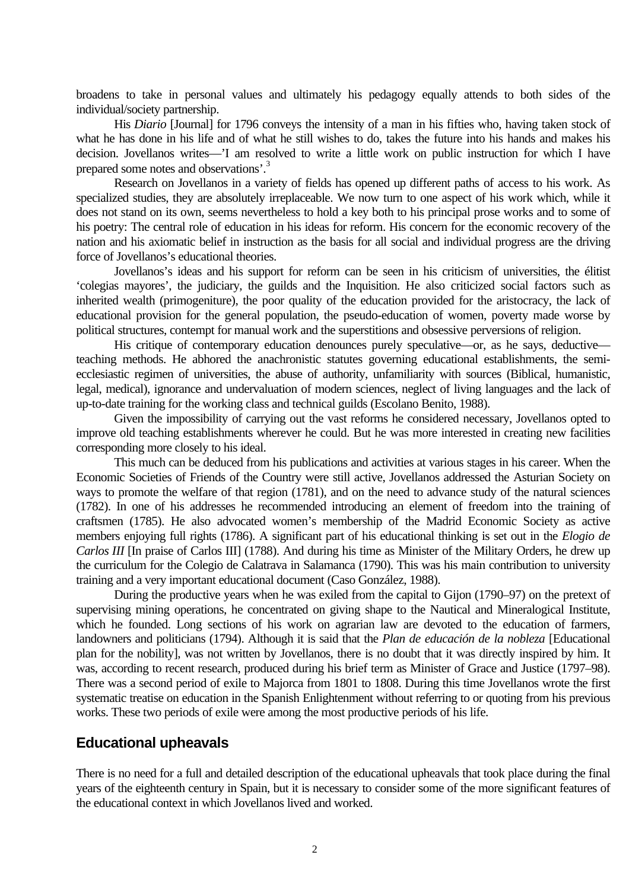broadens to take in personal values and ultimately his pedagogy equally attends to both sides of the individual/society partnership.

His *Diario* [Journal] for 1796 conveys the intensity of a man in his fifties who, having taken stock of what he has done in his life and of what he still wishes to do, takes the future into his hands and makes his decision. Jovellanos writes—'I am resolved to write a little work on public instruction for which I have prepared some notes and observations'.[3]

Research on Jovellanos in a variety of fields has opened up different paths of access to his work. As specialized studies, they are absolutely irreplaceable. We now turn to one aspect of his work which, while it does not stand on its own, seems nevertheless to hold a key both to his principal prose works and to some of his poetry: The central role of education in his ideas for reform. His concern for the economic recovery of the nation and his axiomatic belief in instruction as the basis for all social and individual progress are the driving force of Jovellanos's educational theories.

Jovellanos's ideas and his support for reform can be seen in his criticism of universities, the élitist 'colegias mayores', the judiciary, the guilds and the Inquisition. He also criticized social factors such as inherited wealth (primogeniture), the poor quality of the education provided for the aristocracy, the lack of educational provision for the general population, the pseudo-education of women, poverty made worse by political structures, contempt for manual work and the superstitions and obsessive perversions of religion.

His critique of contemporary education denounces purely speculative—or, as he says, deductive—teaching methods. He abhored the anachronistic statutes governing educational establishments, the semi-ecclesiastic regimen of universities, the abuse of authority, unfamiliarity with sources (Biblical, humanistic, legal, medical), ignorance and undervaluation of modern sciences, neglect of living languages and the lack of up-to-date training for the working class and technical guilds (Escolano Benito, 1988).

Given the impossibility of carrying out the vast reforms he considered necessary, Jovellanos opted to improve old teaching establishments wherever he could. But he was more interested in creating new facilities corresponding more closely to his ideal.

This much can be deduced from his publications and activities at various stages in his career. When the Economic Societies of Friends of the Country were still active, Jovellanos addressed the Asturian Society on ways to promote the welfare of that region (1781), and on the need to advance study of the natural sciences (1782). In one of his addresses he recommended introducing an element of freedom into the training of craftsmen (1785). He also advocated women's membership of the Madrid Economic Society as active members enjoying full rights (1786). A significant part of his educational thinking is set out in the *Elogio de Carlos III* [In praise of Carlos III] (1788). And during his time as Minister of the Military Orders, he drew up the curriculum for the Colegio de Calatrava in Salamanca (1790). This was his main contribution to university training and a very important educational document (Caso González, 1988).

During the productive years when he was exiled from the capital to Gijon (1790–97) on the pretext of supervising mining operations, he concentrated on giving shape to the Nautical and Mineralogical Institute, which he founded. Long sections of his work on agrarian law are devoted to the education of farmers, landowners and politicians (1794). Although it is said that the *Plan de educación de la nobleza* [Educational plan for the nobility], was not written by Jovellanos, there is no doubt that it was directly inspired by him. It was, according to recent research, produced during his brief term as Minister of Grace and Justice (1797–98). There was a second period of exile to Majorca from 1801 to 1808. During this time Jovellanos wrote the first systematic treatise on education in the Spanish Enlightenment without referring to or quoting from his previous works. These two periods of exile were among the most productive periods of his life.

## Educational upheavals

There is no need for a full and detailed description of the educational upheavals that took place during the final years of the eighteenth century in Spain, but it is necessary to consider some of the more significant features of the educational context in which Jovellanos lived and worked.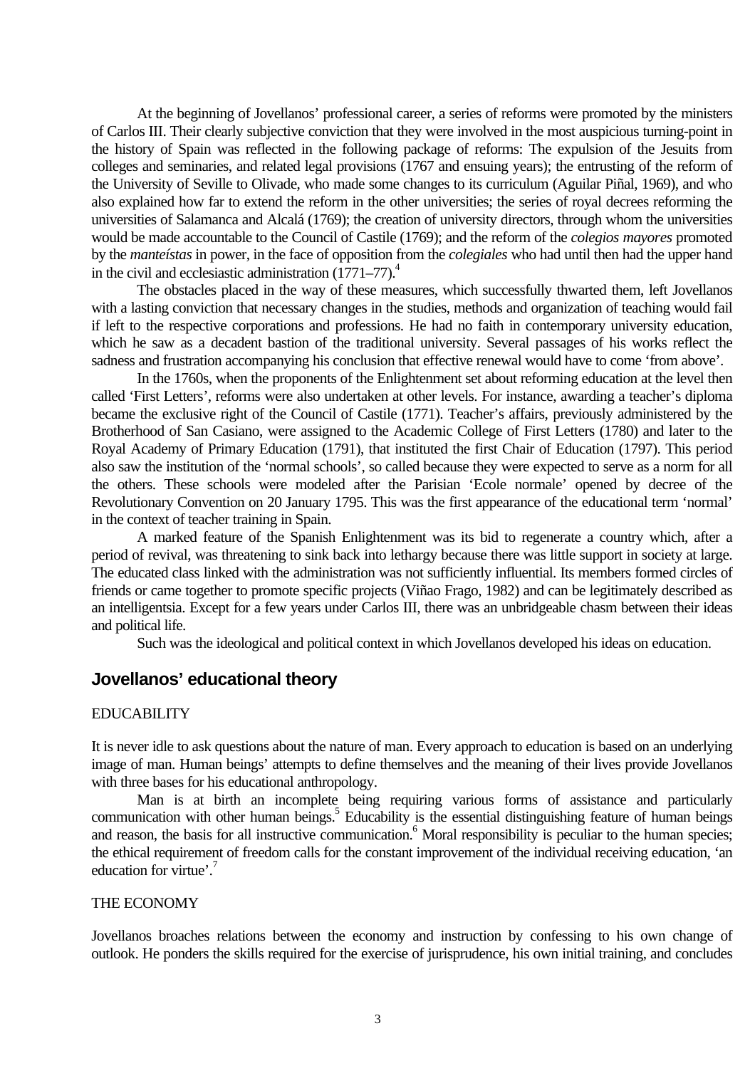At the beginning of Jovellanos' professional career, a series of reforms were promoted by the ministers of Carlos III. Their clearly subjective conviction that they were involved in the most auspicious turning-point in the history of Spain was reflected in the following package of reforms: The expulsion of the Jesuits from colleges and seminaries, and related legal provisions (1767 and ensuing years); the entrusting of the reform of the University of Seville to Olivade, who made some changes to its curriculum (Aguilar Piñal, 1969), and who also explained how far to extend the reform in the other universities; the series of royal decrees reforming the universities of Salamanca and Alcalá (1769); the creation of university directors, through whom the universities would be made accountable to the Council of Castile (1769); and the reform of the *colegios mayores* promoted by the *manteístas* in power, in the face of opposition from the *colegiales* who had until then had the upper hand in the civil and ecclesiastic administration (1771–77).[4]

The obstacles placed in the way of these measures, which successfully thwarted them, left Jovellanos with a lasting conviction that necessary changes in the studies, methods and organization of teaching would fail if left to the respective corporations and professions. He had no faith in contemporary university education, which he saw as a decadent bastion of the traditional university. Several passages of his works reflect the sadness and frustration accompanying his conclusion that effective renewal would have to come 'from above'.

In the 1760s, when the proponents of the Enlightenment set about reforming education at the level then called 'First Letters', reforms were also undertaken at other levels. For instance, awarding a teacher's diploma became the exclusive right of the Council of Castile (1771). Teacher's affairs, previously administered by the Brotherhood of San Casiano, were assigned to the Academic College of First Letters (1780) and later to the Royal Academy of Primary Education (1791), that instituted the first Chair of Education (1797). This period also saw the institution of the 'normal schools', so called because they were expected to serve as a norm for all the others. These schools were modeled after the Parisian 'Ecole normale' opened by decree of the Revolutionary Convention on 20 January 1795. This was the first appearance of the educational term 'normal' in the context of teacher training in Spain.

A marked feature of the Spanish Enlightenment was its bid to regenerate a country which, after a period of revival, was threatening to sink back into lethargy because there was little support in society at large. The educated class linked with the administration was not sufficiently influential. Its members formed circles of friends or came together to promote specific projects (Viñao Frago, 1982) and can be legitimately described as an intelligentsia. Except for a few years under Carlos III, there was an unbridgeable chasm between their ideas and political life.

Such was the ideological and political context in which Jovellanos developed his ideas on education.

## Jovellanos' educational theory

### EDUCABILITY

It is never idle to ask questions about the nature of man. Every approach to education is based on an underlying image of man. Human beings' attempts to define themselves and the meaning of their lives provide Jovellanos with three bases for his educational anthropology.

Man is at birth an incomplete being requiring various forms of assistance and particularly communication with other human beings.[5] Educability is the essential distinguishing feature of human beings and reason, the basis for all instructive communication.[6] Moral responsibility is peculiar to the human species; the ethical requirement of freedom calls for the constant improvement of the individual receiving education, 'an education for virtue'.[7]

### THE ECONOMY

Jovellanos broaches relations between the economy and instruction by confessing to his own change of outlook. He ponders the skills required for the exercise of jurisprudence, his own initial training, and concludes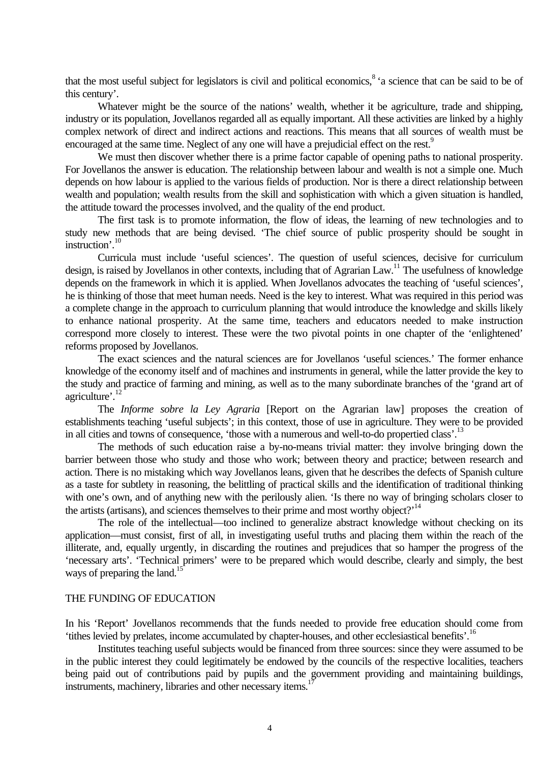that the most useful subject for legislators is civil and political economics,[8] 'a science that can be said to be of this century'.

Whatever might be the source of the nations' wealth, whether it be agriculture, trade and shipping, industry or its population, Jovellanos regarded all as equally important. All these activities are linked by a highly complex network of direct and indirect actions and reactions. This means that all sources of wealth must be encouraged at the same time. Neglect of any one will have a prejudicial effect on the rest.[9]

We must then discover whether there is a prime factor capable of opening paths to national prosperity. For Jovellanos the answer is education. The relationship between labour and wealth is not a simple one. Much depends on how labour is applied to the various fields of production. Nor is there a direct relationship between wealth and population; wealth results from the skill and sophistication with which a given situation is handled, the attitude toward the processes involved, and the quality of the end product.

The first task is to promote information, the flow of ideas, the learning of new technologies and to study new methods that are being devised. 'The chief source of public prosperity should be sought in instruction'.[10]

Curricula must include 'useful sciences'. The question of useful sciences, decisive for curriculum design, is raised by Jovellanos in other contexts, including that of Agrarian Law.[11] The usefulness of knowledge depends on the framework in which it is applied. When Jovellanos advocates the teaching of 'useful sciences', he is thinking of those that meet human needs. Need is the key to interest. What was required in this period was a complete change in the approach to curriculum planning that would introduce the knowledge and skills likely to enhance national prosperity. At the same time, teachers and educators needed to make instruction correspond more closely to interest. These were the two pivotal points in one chapter of the 'enlightened' reforms proposed by Jovellanos.

The exact sciences and the natural sciences are for Jovellanos 'useful sciences.' The former enhance knowledge of the economy itself and of machines and instruments in general, while the latter provide the key to the study and practice of farming and mining, as well as to the many subordinate branches of the 'grand art of agriculture'.[12]

The *Informe sobre la Ley Agraria* [Report on the Agrarian law] proposes the creation of establishments teaching 'useful subjects'; in this context, those of use in agriculture. They were to be provided in all cities and towns of consequence, 'those with a numerous and well-to-do propertied class'.[13]

The methods of such education raise a by-no-means trivial matter: they involve bringing down the barrier between those who study and those who work; between theory and practice; between research and action. There is no mistaking which way Jovellanos leans, given that he describes the defects of Spanish culture as a taste for subtlety in reasoning, the belittling of practical skills and the identification of traditional thinking with one's own, and of anything new with the perilously alien. 'Is there no way of bringing scholars closer to the artists (artisans), and sciences themselves to their prime and most worthy object?'[14]

The role of the intellectual—too inclined to generalize abstract knowledge without checking on its application—must consist, first of all, in investigating useful truths and placing them within the reach of the illiterate, and, equally urgently, in discarding the routines and prejudices that so hamper the progress of the 'necessary arts'. 'Technical primers' were to be prepared which would describe, clearly and simply, the best ways of preparing the land.[15]

## THE FUNDING OF EDUCATION

In his 'Report' Jovellanos recommends that the funds needed to provide free education should come from 'tithes levied by prelates, income accumulated by chapter-houses, and other ecclesiastical benefits'.[16]

Institutes teaching useful subjects would be financed from three sources: since they were assumed to be in the public interest they could legitimately be endowed by the councils of the respective localities, teachers being paid out of contributions paid by pupils and the government providing and maintaining buildings, instruments, machinery, libraries and other necessary items.[17]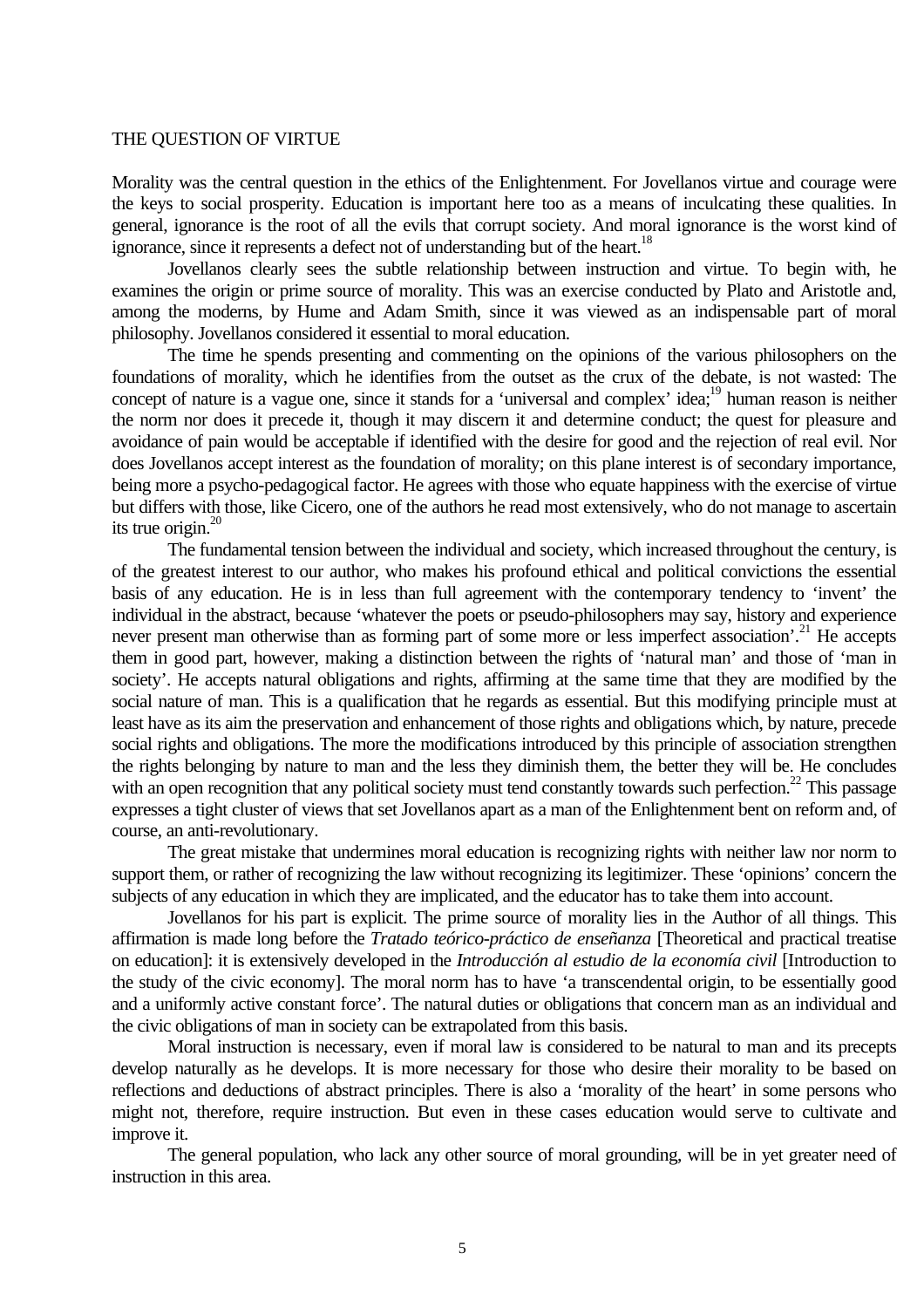## THE QUESTION OF VIRTUE

Morality was the central question in the ethics of the Enlightenment. For Jovellanos virtue and courage were the keys to social prosperity. Education is important here too as a means of inculcating these qualities. In general, ignorance is the root of all the evils that corrupt society. And moral ignorance is the worst kind of ignorance, since it represents a defect not of understanding but of the heart.[18]

Jovellanos clearly sees the subtle relationship between instruction and virtue. To begin with, he examines the origin or prime source of morality. This was an exercise conducted by Plato and Aristotle and, among the moderns, by Hume and Adam Smith, since it was viewed as an indispensable part of moral philosophy. Jovellanos considered it essential to moral education.

The time he spends presenting and commenting on the opinions of the various philosophers on the foundations of morality, which he identifies from the outset as the crux of the debate, is not wasted: The concept of nature is a vague one, since it stands for a 'universal and complex' idea;[19] human reason is neither the norm nor does it precede it, though it may discern it and determine conduct; the quest for pleasure and avoidance of pain would be acceptable if identified with the desire for good and the rejection of real evil. Nor does Jovellanos accept interest as the foundation of morality; on this plane interest is of secondary importance, being more a psycho-pedagogical factor. He agrees with those who equate happiness with the exercise of virtue but differs with those, like Cicero, one of the authors he read most extensively, who do not manage to ascertain its true origin.[20]

The fundamental tension between the individual and society, which increased throughout the century, is of the greatest interest to our author, who makes his profound ethical and political convictions the essential basis of any education. He is in less than full agreement with the contemporary tendency to 'invent' the individual in the abstract, because 'whatever the poets or pseudo-philosophers may say, history and experience never present man otherwise than as forming part of some more or less imperfect association'.[21] He accepts them in good part, however, making a distinction between the rights of 'natural man' and those of 'man in society'. He accepts natural obligations and rights, affirming at the same time that they are modified by the social nature of man. This is a qualification that he regards as essential. But this modifying principle must at least have as its aim the preservation and enhancement of those rights and obligations which, by nature, precede social rights and obligations. The more the modifications introduced by this principle of association strengthen the rights belonging by nature to man and the less they diminish them, the better they will be. He concludes with an open recognition that any political society must tend constantly towards such perfection.[22] This passage expresses a tight cluster of views that set Jovellanos apart as a man of the Enlightenment bent on reform and, of course, an anti-revolutionary.

The great mistake that undermines moral education is recognizing rights with neither law nor norm to support them, or rather of recognizing the law without recognizing its legitimizer. These 'opinions' concern the subjects of any education in which they are implicated, and the educator has to take them into account.

Jovellanos for his part is explicit. The prime source of morality lies in the Author of all things. This affirmation is made long before the *Tratado teórico-práctico de enseñanza* [Theoretical and practical treatise on education]: it is extensively developed in the *Introducción al estudio de la economía civil* [Introduction to the study of the civic economy]. The moral norm has to have 'a transcendental origin, to be essentially good and a uniformly active constant force'. The natural duties or obligations that concern man as an individual and the civic obligations of man in society can be extrapolated from this basis.

Moral instruction is necessary, even if moral law is considered to be natural to man and its precepts develop naturally as he develops. It is more necessary for those who desire their morality to be based on reflections and deductions of abstract principles. There is also a 'morality of the heart' in some persons who might not, therefore, require instruction. But even in these cases education would serve to cultivate and improve it.

The general population, who lack any other source of moral grounding, will be in yet greater need of instruction in this area.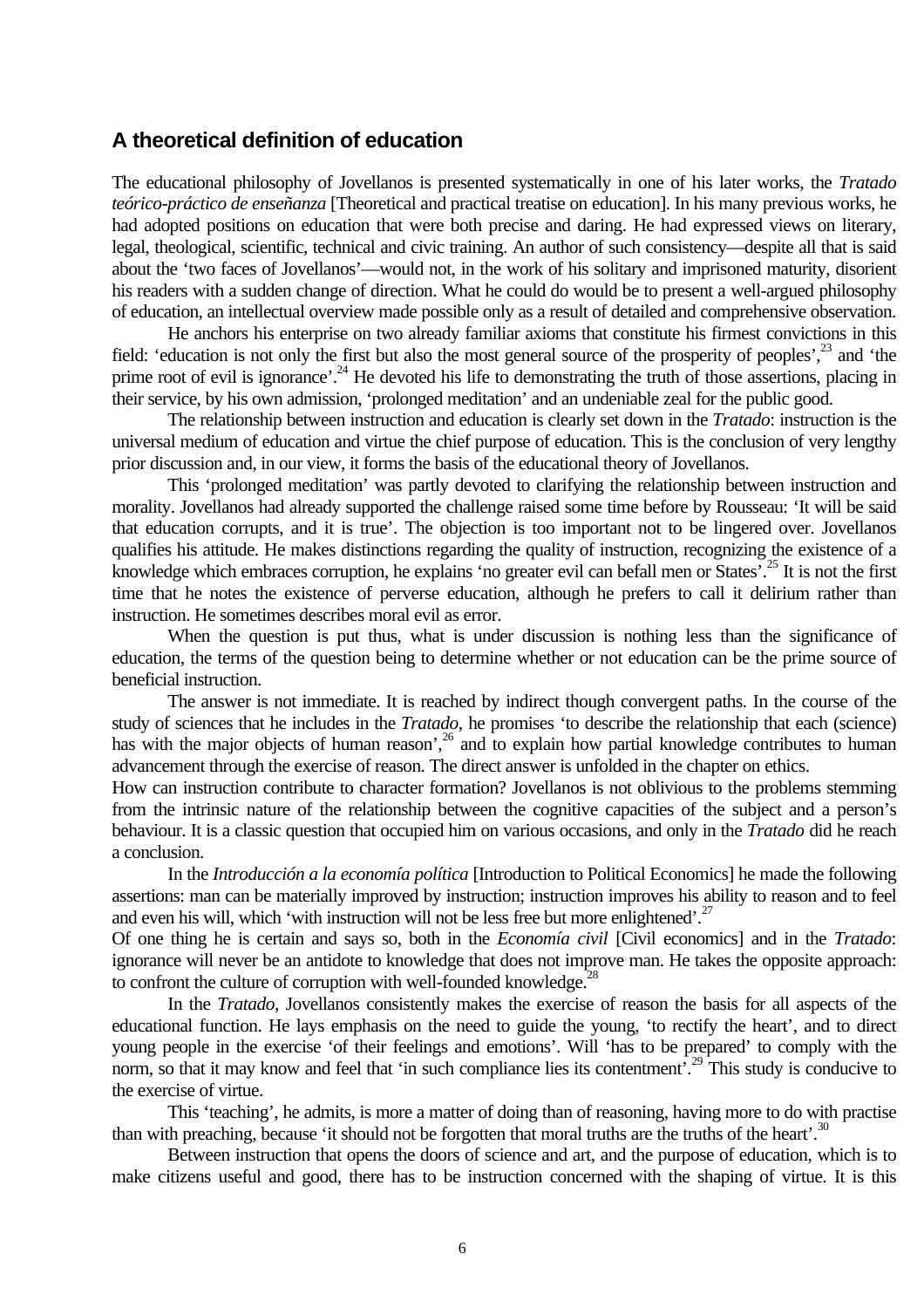## A theoretical definition of education

The educational philosophy of Jovellanos is presented systematically in one of his later works, the *Tratado teórico-práctico de enseñanza* [Theoretical and practical treatise on education]. In his many previous works, he had adopted positions on education that were both precise and daring. He had expressed views on literary, legal, theological, scientific, technical and civic training. An author of such consistency—despite all that is said about the 'two faces of Jovellanos'—would not, in the work of his solitary and imprisoned maturity, disorient his readers with a sudden change of direction. What he could do would be to present a well-argued philosophy of education, an intellectual overview made possible only as a result of detailed and comprehensive observation.

He anchors his enterprise on two already familiar axioms that constitute his firmest convictions in this field: 'education is not only the first but also the most general source of the prosperity of peoples',[23] and 'the prime root of evil is ignorance'.[24] He devoted his life to demonstrating the truth of those assertions, placing in their service, by his own admission, 'prolonged meditation' and an undeniable zeal for the public good.

The relationship between instruction and education is clearly set down in the *Tratado*: instruction is the universal medium of education and virtue the chief purpose of education. This is the conclusion of very lengthy prior discussion and, in our view, it forms the basis of the educational theory of Jovellanos.

This 'prolonged meditation' was partly devoted to clarifying the relationship between instruction and morality. Jovellanos had already supported the challenge raised some time before by Rousseau: 'It will be said that education corrupts, and it is true'. The objection is too important not to be lingered over. Jovellanos qualifies his attitude. He makes distinctions regarding the quality of instruction, recognizing the existence of a knowledge which embraces corruption, he explains 'no greater evil can befall men or States'.[25] It is not the first time that he notes the existence of perverse education, although he prefers to call it delirium rather than instruction. He sometimes describes moral evil as error.

When the question is put thus, what is under discussion is nothing less than the significance of education, the terms of the question being to determine whether or not education can be the prime source of beneficial instruction.

The answer is not immediate. It is reached by indirect though convergent paths. In the course of the study of sciences that he includes in the *Tratado*, he promises 'to describe the relationship that each (science) has with the major objects of human reason',[26] and to explain how partial knowledge contributes to human advancement through the exercise of reason. The direct answer is unfolded in the chapter on ethics.

How can instruction contribute to character formation? Jovellanos is not oblivious to the problems stemming from the intrinsic nature of the relationship between the cognitive capacities of the subject and a person's behaviour. It is a classic question that occupied him on various occasions, and only in the *Tratado* did he reach a conclusion.

In the *Introducción a la economía política* [Introduction to Political Economics] he made the following assertions: man can be materially improved by instruction; instruction improves his ability to reason and to feel and even his will, which 'with instruction will not be less free but more enlightened'.[27]

Of one thing he is certain and says so, both in the *Economía civil* [Civil economics] and in the *Tratado*: ignorance will never be an antidote to knowledge that does not improve man. He takes the opposite approach: to confront the culture of corruption with well-founded knowledge.[28]

In the *Tratado*, Jovellanos consistently makes the exercise of reason the basis for all aspects of the educational function. He lays emphasis on the need to guide the young, 'to rectify the heart', and to direct young people in the exercise 'of their feelings and emotions'. Will 'has to be prepared' to comply with the norm, so that it may know and feel that 'in such compliance lies its contentment'.[29] This study is conducive to the exercise of virtue.

This 'teaching', he admits, is more a matter of doing than of reasoning, having more to do with practise than with preaching, because 'it should not be forgotten that moral truths are the truths of the heart'.[30]

Between instruction that opens the doors of science and art, and the purpose of education, which is to make citizens useful and good, there has to be instruction concerned with the shaping of virtue. It is this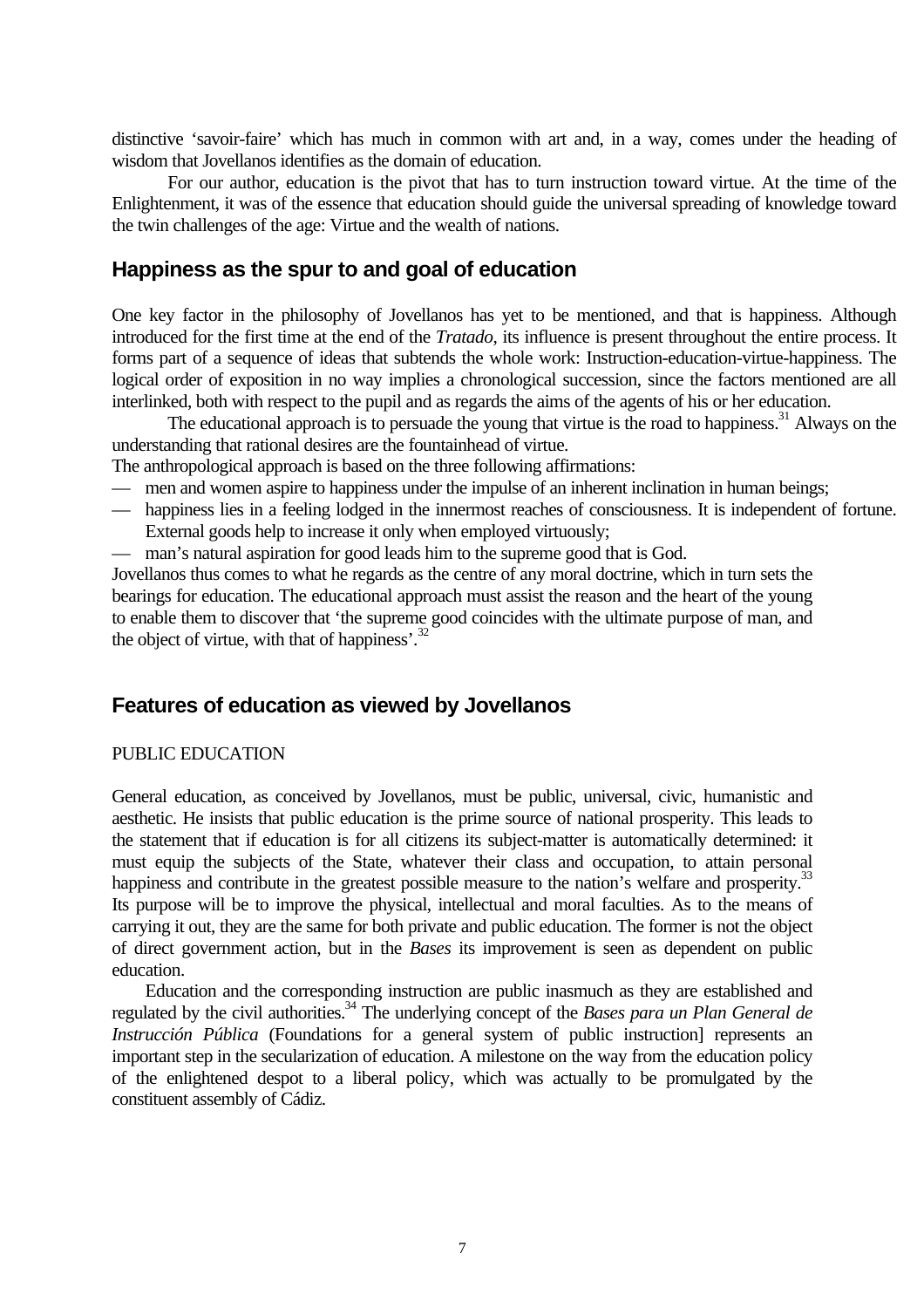distinctive 'savoir-faire' which has much in common with art and, in a way, comes under the heading of wisdom that Jovellanos identifies as the domain of education.

For our author, education is the pivot that has to turn instruction toward virtue. At the time of the Enlightenment, it was of the essence that education should guide the universal spreading of knowledge toward the twin challenges of the age: Virtue and the wealth of nations.

## Happiness as the spur to and goal of education

One key factor in the philosophy of Jovellanos has yet to be mentioned, and that is happiness. Although introduced for the first time at the end of the *Tratado*, its influence is present throughout the entire process. It forms part of a sequence of ideas that subtends the whole work: Instruction-education-virtue-happiness. The logical order of exposition in no way implies a chronological succession, since the factors mentioned are all interlinked, both with respect to the pupil and as regards the aims of the agents of his or her education.

The educational approach is to persuade the young that virtue is the road to happiness.[31] Always on the understanding that rational desires are the fountainhead of virtue.

The anthropological approach is based on the three following affirmations:

— men and women aspire to happiness under the impulse of an inherent inclination in human beings;
— happiness lies in a feeling lodged in the innermost reaches of consciousness. It is independent of fortune. External goods help to increase it only when employed virtuously;
— man's natural aspiration for good leads him to the supreme good that is God.

Jovellanos thus comes to what he regards as the centre of any moral doctrine, which in turn sets the bearings for education. The educational approach must assist the reason and the heart of the young to enable them to discover that 'the supreme good coincides with the ultimate purpose of man, and the object of virtue, with that of happiness'.[32]

## Features of education as viewed by Jovellanos

### PUBLIC EDUCATION

General education, as conceived by Jovellanos, must be public, universal, civic, humanistic and aesthetic. He insists that public education is the prime source of national prosperity. This leads to the statement that if education is for all citizens its subject-matter is automatically determined: it must equip the subjects of the State, whatever their class and occupation, to attain personal happiness and contribute in the greatest possible measure to the nation's welfare and prosperity.[33] Its purpose will be to improve the physical, intellectual and moral faculties. As to the means of carrying it out, they are the same for both private and public education. The former is not the object of direct government action, but in the *Bases* its improvement is seen as dependent on public education.

Education and the corresponding instruction are public inasmuch as they are established and regulated by the civil authorities.[34] The underlying concept of the *Bases para un Plan General de Instrucción Pública* (Foundations for a general system of public instruction] represents an important step in the secularization of education. A milestone on the way from the education policy of the enlightened despot to a liberal policy, which was actually to be promulgated by the constituent assembly of Cádiz.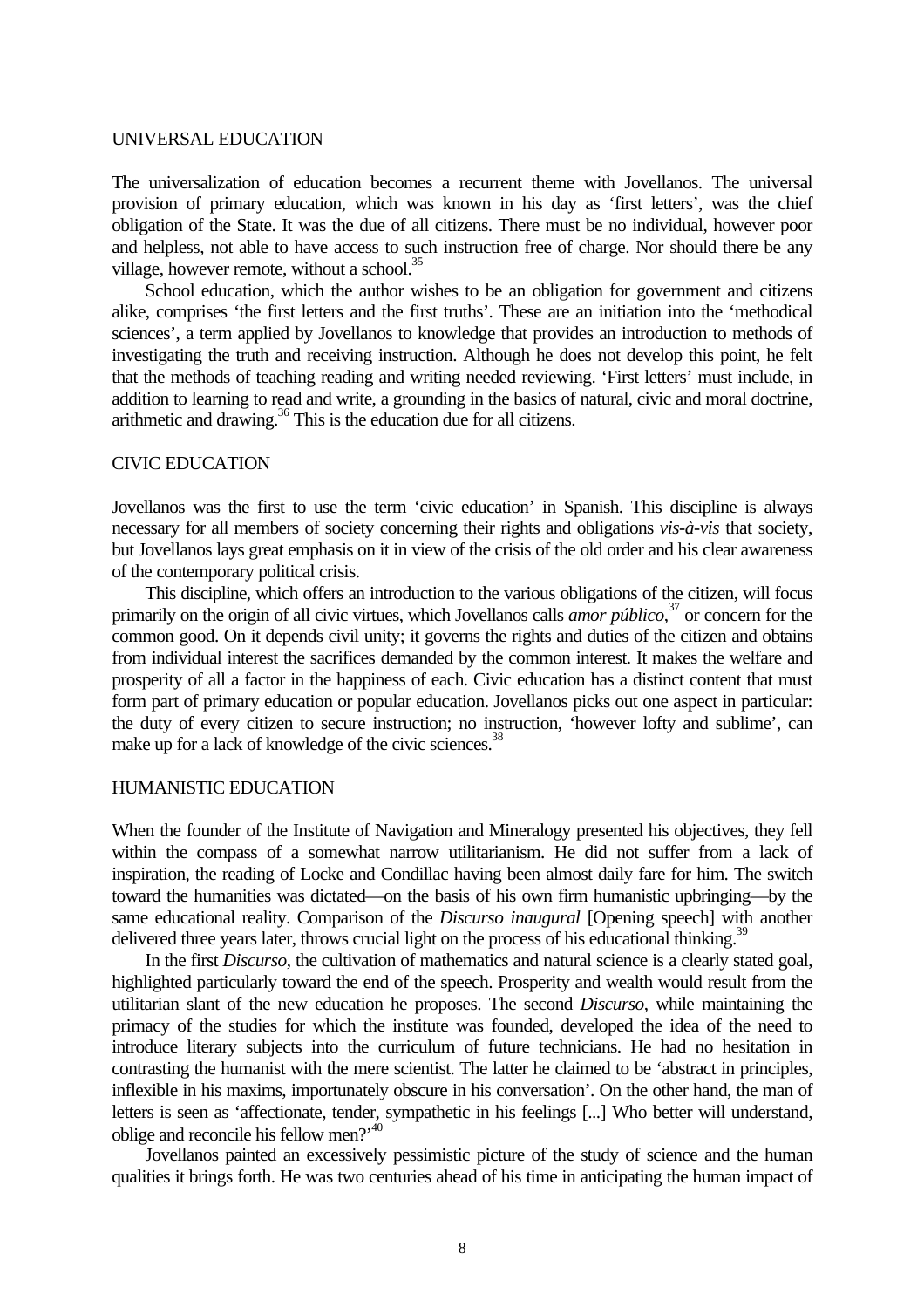## UNIVERSAL EDUCATION

The universalization of education becomes a recurrent theme with Jovellanos. The universal provision of primary education, which was known in his day as 'first letters', was the chief obligation of the State. It was the due of all citizens. There must be no individual, however poor and helpless, not able to have access to such instruction free of charge. Nor should there be any village, however remote, without a school.[35]

School education, which the author wishes to be an obligation for government and citizens alike, comprises 'the first letters and the first truths'. These are an initiation into the 'methodical sciences', a term applied by Jovellanos to knowledge that provides an introduction to methods of investigating the truth and receiving instruction. Although he does not develop this point, he felt that the methods of teaching reading and writing needed reviewing. 'First letters' must include, in addition to learning to read and write, a grounding in the basics of natural, civic and moral doctrine, arithmetic and drawing.[36] This is the education due for all citizens.

## CIVIC EDUCATION

Jovellanos was the first to use the term 'civic education' in Spanish. This discipline is always necessary for all members of society concerning their rights and obligations *vis-à-vis* that society, but Jovellanos lays great emphasis on it in view of the crisis of the old order and his clear awareness of the contemporary political crisis.

This discipline, which offers an introduction to the various obligations of the citizen, will focus primarily on the origin of all civic virtues, which Jovellanos calls *amor público*,[37] or concern for the common good. On it depends civil unity; it governs the rights and duties of the citizen and obtains from individual interest the sacrifices demanded by the common interest. It makes the welfare and prosperity of all a factor in the happiness of each. Civic education has a distinct content that must form part of primary education or popular education. Jovellanos picks out one aspect in particular: the duty of every citizen to secure instruction; no instruction, 'however lofty and sublime', can make up for a lack of knowledge of the civic sciences.[38]

## HUMANISTIC EDUCATION

When the founder of the Institute of Navigation and Mineralogy presented his objectives, they fell within the compass of a somewhat narrow utilitarianism. He did not suffer from a lack of inspiration, the reading of Locke and Condillac having been almost daily fare for him. The switch toward the humanities was dictated—on the basis of his own firm humanistic upbringing—by the same educational reality. Comparison of the *Discurso inaugural* [Opening speech] with another delivered three years later, throws crucial light on the process of his educational thinking.[39]

In the first *Discurso*, the cultivation of mathematics and natural science is a clearly stated goal, highlighted particularly toward the end of the speech. Prosperity and wealth would result from the utilitarian slant of the new education he proposes. The second *Discurso*, while maintaining the primacy of the studies for which the institute was founded, developed the idea of the need to introduce literary subjects into the curriculum of future technicians. He had no hesitation in contrasting the humanist with the mere scientist. The latter he claimed to be 'abstract in principles, inflexible in his maxims, importunately obscure in his conversation'. On the other hand, the man of letters is seen as 'affectionate, tender, sympathetic in his feelings [...] Who better will understand, oblige and reconcile his fellow men?'[40]

Jovellanos painted an excessively pessimistic picture of the study of science and the human qualities it brings forth. He was two centuries ahead of his time in anticipating the human impact of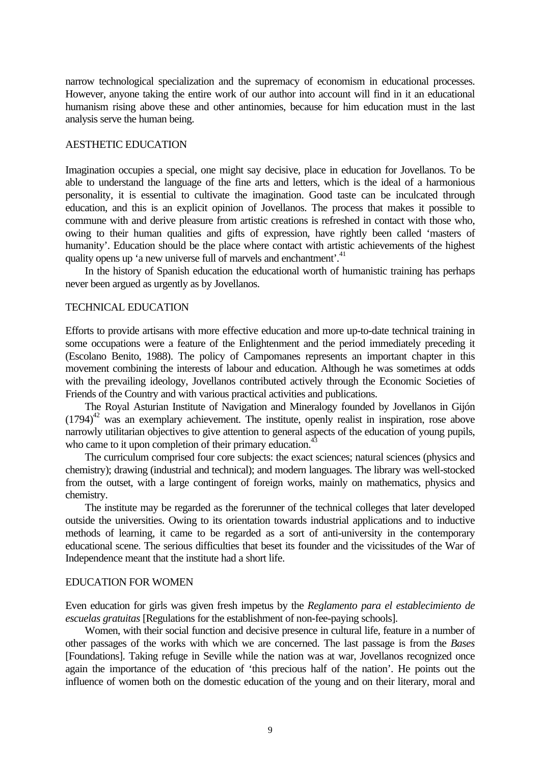narrow technological specialization and the supremacy of economism in educational processes. However, anyone taking the entire work of our author into account will find in it an educational humanism rising above these and other antinomies, because for him education must in the last analysis serve the human being.

## AESTHETIC EDUCATION

Imagination occupies a special, one might say decisive, place in education for Jovellanos. To be able to understand the language of the fine arts and letters, which is the ideal of a harmonious personality, it is essential to cultivate the imagination. Good taste can be inculcated through education, and this is an explicit opinion of Jovellanos. The process that makes it possible to commune with and derive pleasure from artistic creations is refreshed in contact with those who, owing to their human qualities and gifts of expression, have rightly been called 'masters of humanity'. Education should be the place where contact with artistic achievements of the highest quality opens up 'a new universe full of marvels and enchantment'.[41]

In the history of Spanish education the educational worth of humanistic training has perhaps never been argued as urgently as by Jovellanos.

## TECHNICAL EDUCATION

Efforts to provide artisans with more effective education and more up-to-date technical training in some occupations were a feature of the Enlightenment and the period immediately preceding it (Escolano Benito, 1988). The policy of Campomanes represents an important chapter in this movement combining the interests of labour and education. Although he was sometimes at odds with the prevailing ideology, Jovellanos contributed actively through the Economic Societies of Friends of the Country and with various practical activities and publications.

The Royal Asturian Institute of Navigation and Mineralogy founded by Jovellanos in Gijón (1794)[42] was an exemplary achievement. The institute, openly realist in inspiration, rose above narrowly utilitarian objectives to give attention to general aspects of the education of young pupils, who came to it upon completion of their primary education.[43]

The curriculum comprised four core subjects: the exact sciences; natural sciences (physics and chemistry); drawing (industrial and technical); and modern languages. The library was well-stocked from the outset, with a large contingent of foreign works, mainly on mathematics, physics and chemistry.

The institute may be regarded as the forerunner of the technical colleges that later developed outside the universities. Owing to its orientation towards industrial applications and to inductive methods of learning, it came to be regarded as a sort of anti-university in the contemporary educational scene. The serious difficulties that beset its founder and the vicissitudes of the War of Independence meant that the institute had a short life.

## EDUCATION FOR WOMEN

Even education for girls was given fresh impetus by the *Reglamento para el establecimiento de escuelas gratuitas* [Regulations for the establishment of non-fee-paying schools].

Women, with their social function and decisive presence in cultural life, feature in a number of other passages of the works with which we are concerned. The last passage is from the *Bases* [Foundations]. Taking refuge in Seville while the nation was at war, Jovellanos recognized once again the importance of the education of 'this precious half of the nation'. He points out the influence of women both on the domestic education of the young and on their literary, moral and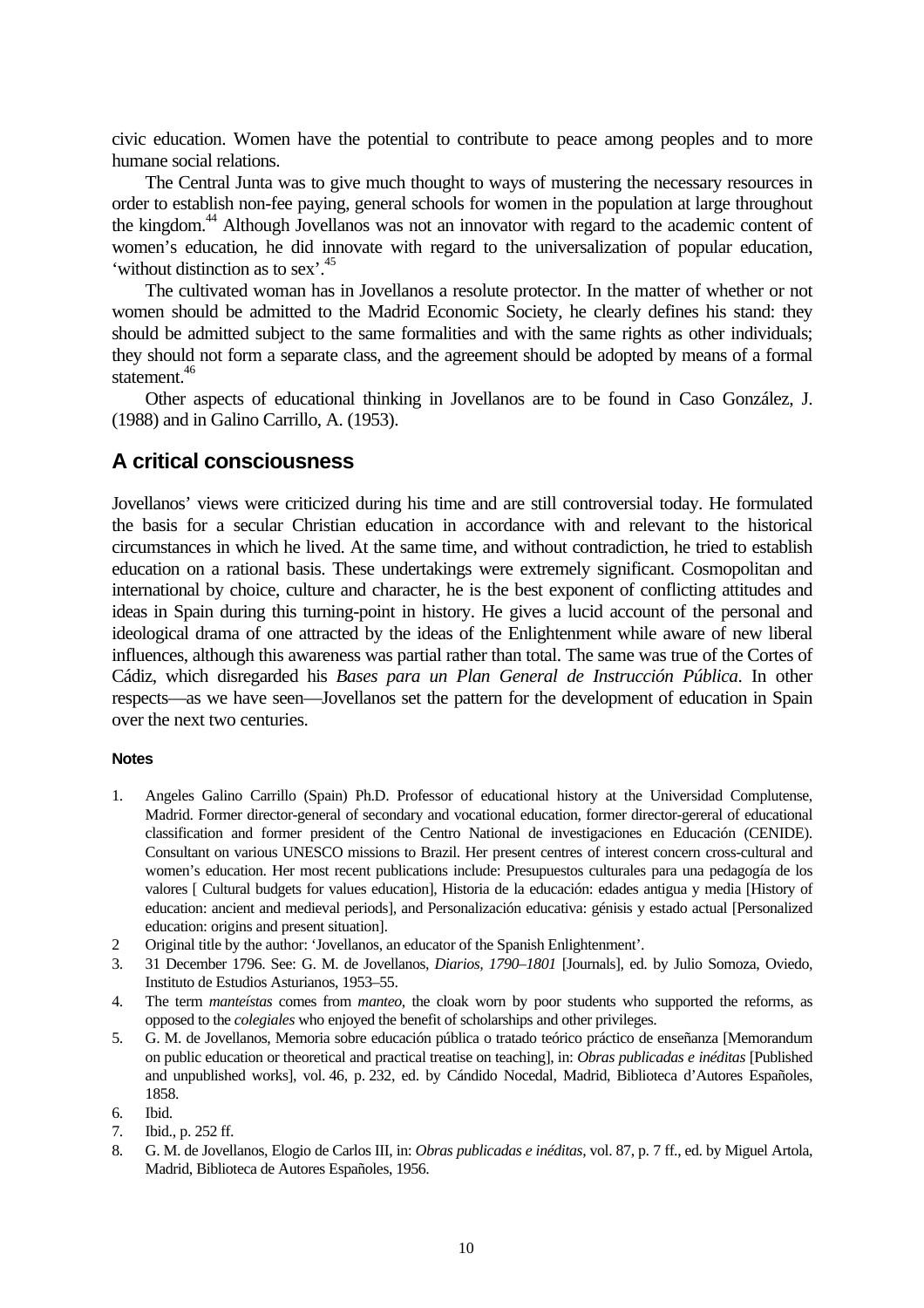civic education. Women have the potential to contribute to peace among peoples and to more humane social relations.

The Central Junta was to give much thought to ways of mustering the necessary resources in order to establish non-fee paying, general schools for women in the population at large throughout the kingdom.[44] Although Jovellanos was not an innovator with regard to the academic content of women's education, he did innovate with regard to the universalization of popular education, 'without distinction as to sex'.[45]

The cultivated woman has in Jovellanos a resolute protector. In the matter of whether or not women should be admitted to the Madrid Economic Society, he clearly defines his stand: they should be admitted subject to the same formalities and with the same rights as other individuals; they should not form a separate class, and the agreement should be adopted by means of a formal statement.[46]

Other aspects of educational thinking in Jovellanos are to be found in Caso González, J. (1988) and in Galino Carrillo, A. (1953).

## A critical consciousness

Jovellanos' views were criticized during his time and are still controversial today. He formulated the basis for a secular Christian education in accordance with and relevant to the historical circumstances in which he lived. At the same time, and without contradiction, he tried to establish education on a rational basis. These undertakings were extremely significant. Cosmopolitan and international by choice, culture and character, he is the best exponent of conflicting attitudes and ideas in Spain during this turning-point in history. He gives a lucid account of the personal and ideological drama of one attracted by the ideas of the Enlightenment while aware of new liberal influences, although this awareness was partial rather than total. The same was true of the Cortes of Cádiz, which disregarded his *Bases para un Plan General de Instrucción Pública*. In other respects—as we have seen—Jovellanos set the pattern for the development of education in Spain over the next two centuries.

#### Notes

1. Angeles Galino Carrillo (Spain) Ph.D. Professor of educational history at the Universidad Complutense, Madrid. Former director-general of secondary and vocational education, former director-gereral of educational classification and former president of the Centro National de investigaciones en Educación (CENIDE). Consultant on various UNESCO missions to Brazil. Her present centres of interest concern cross-cultural and women's education. Her most recent publications include: Presupuestos culturales para una pedagogía de los valores [ Cultural budgets for values education], Historia de la educación: edades antigua y media [History of education: ancient and medieval periods], and Personalización educativa: génisis y estado actual [Personalized education: origins and present situation].
2. Original title by the author: 'Jovellanos, an educator of the Spanish Enlightenment'.
3. 31 December 1796. See: G. M. de Jovellanos, *Diarios, 1790–1801* [Journals], ed. by Julio Somoza, Oviedo, Instituto de Estudios Asturianos, 1953–55.
4. The term *manteístas* comes from *manteo*, the cloak worn by poor students who supported the reforms, as opposed to the *colegiales* who enjoyed the benefit of scholarships and other privileges.
5. G. M. de Jovellanos, Memoria sobre educación pública o tratado teórico práctico de enseñanza [Memorandum on public education or theoretical and practical treatise on teaching], in: *Obras publicadas e inéditas* [Published and unpublished works], vol. 46, p. 232, ed. by Cándido Nocedal, Madrid, Biblioteca d'Autores Españoles, 1858.
6. Ibid.
7. Ibid., p. 252 ff.
8. G. M. de Jovellanos, Elogio de Carlos III, in: *Obras publicadas e inéditas*, vol. 87, p. 7 ff., ed. by Miguel Artola, Madrid, Biblioteca de Autores Españoles, 1956.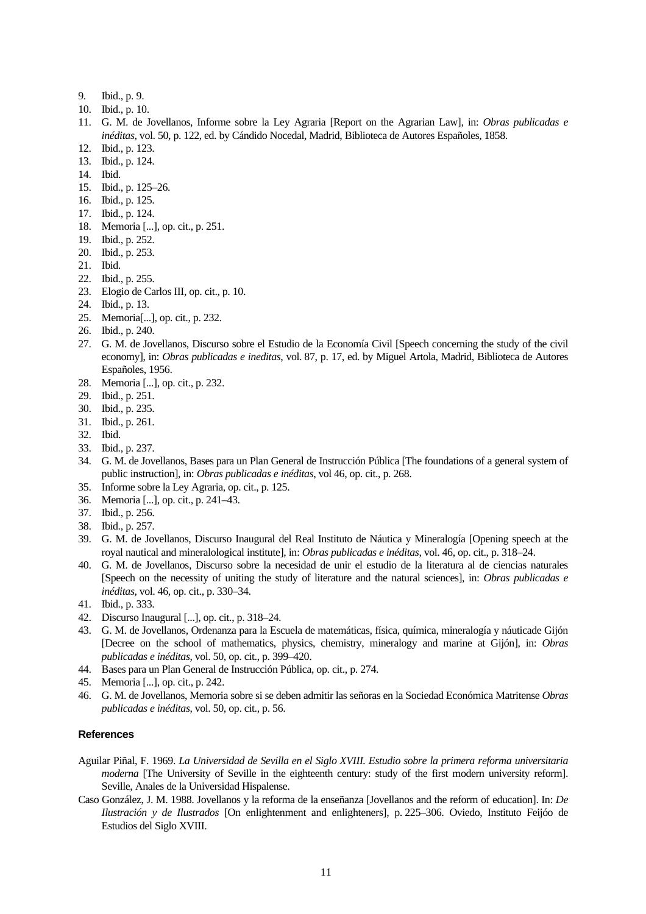9. Ibid., p. 9.
10. Ibid., p. 10.
11. G. M. de Jovellanos, Informe sobre la Ley Agraria [Report on the Agrarian Law], in: *Obras publicadas e inéditas*, vol. 50, p. 122, ed. by Cándido Nocedal, Madrid, Biblioteca de Autores Españoles, 1858.
12. Ibid., p. 123.
13. Ibid., p. 124.
14. Ibid.
15. Ibid., p. 125–26.
16. Ibid., p. 125.
17. Ibid., p. 124.
18. Memoria [...], op. cit., p. 251.
19. Ibid., p. 252.
20. Ibid., p. 253.
21. Ibid.
22. Ibid., p. 255.
23. Elogio de Carlos III, op. cit., p. 10.
24. Ibid., p. 13.
25. Memoria[...], op. cit., p. 232.
26. Ibid., p. 240.
27. G. M. de Jovellanos, Discurso sobre el Estudio de la Economía Civil [Speech concerning the study of the civil economy], in: *Obras publicadas e ineditas*, vol. 87, p. 17, ed. by Miguel Artola, Madrid, Biblioteca de Autores Españoles, 1956.
28. Memoria [...], op. cit., p. 232.
29. Ibid., p. 251.
30. Ibid., p. 235.
31. Ibid., p. 261.
32. Ibid.
33. Ibid., p. 237.
34. G. M. de Jovellanos, Bases para un Plan General de Instrucción Pública [The foundations of a general system of public instruction], in: *Obras publicadas e inéditas*, vol 46, op. cit., p. 268.
35. Informe sobre la Ley Agraria, op. cit., p. 125.
36. Memoria [...], op. cit., p. 241–43.
37. Ibid., p. 256.
38. Ibid., p. 257.
39. G. M. de Jovellanos, Discurso Inaugural del Real Instituto de Náutica y Mineralogía [Opening speech at the royal nautical and mineralological institute], in: *Obras publicadas e inéditas*, vol. 46, op. cit., p. 318–24.
40. G. M. de Jovellanos, Discurso sobre la necesidad de unir el estudio de la literatura al de ciencias naturales [Speech on the necessity of uniting the study of literature and the natural sciences], in: *Obras publicadas e inéditas*, vol. 46, op. cit., p. 330–34.
41. Ibid., p. 333.
42. Discurso Inaugural [...], op. cit., p. 318–24.
43. G. M. de Jovellanos, Ordenanza para la Escuela de matemáticas, física, química, mineralogía y náuticade Gijón [Decree on the school of mathematics, physics, chemistry, mineralogy and marine at Gijón], in: *Obras publicadas e inéditas*, vol. 50, op. cit., p. 399–420.
44. Bases para un Plan General de Instrucción Pública, op. cit., p. 274.
45. Memoria [...], op. cit., p. 242.
46. G. M. de Jovellanos, Memoria sobre si se deben admitir las señoras en la Sociedad Económica Matritense *Obras publicadas e inéditas*, vol. 50, op. cit., p. 56.

### References

Aguilar Piñal, F. 1969. *La Universidad de Sevilla en el Siglo XVIII. Estudio sobre la primera reforma universitaria moderna* [The University of Seville in the eighteenth century: study of the first modern university reform]. Seville, Anales de la Universidad Hispalense.

Caso González, J. M. 1988. Jovellanos y la reforma de la enseñanza [Jovellanos and the reform of education]. In: *De Ilustración y de Ilustrados* [On enlightenment and enlighteners], p. 225–306. Oviedo, Instituto Feijóo de Estudios del Siglo XVIII.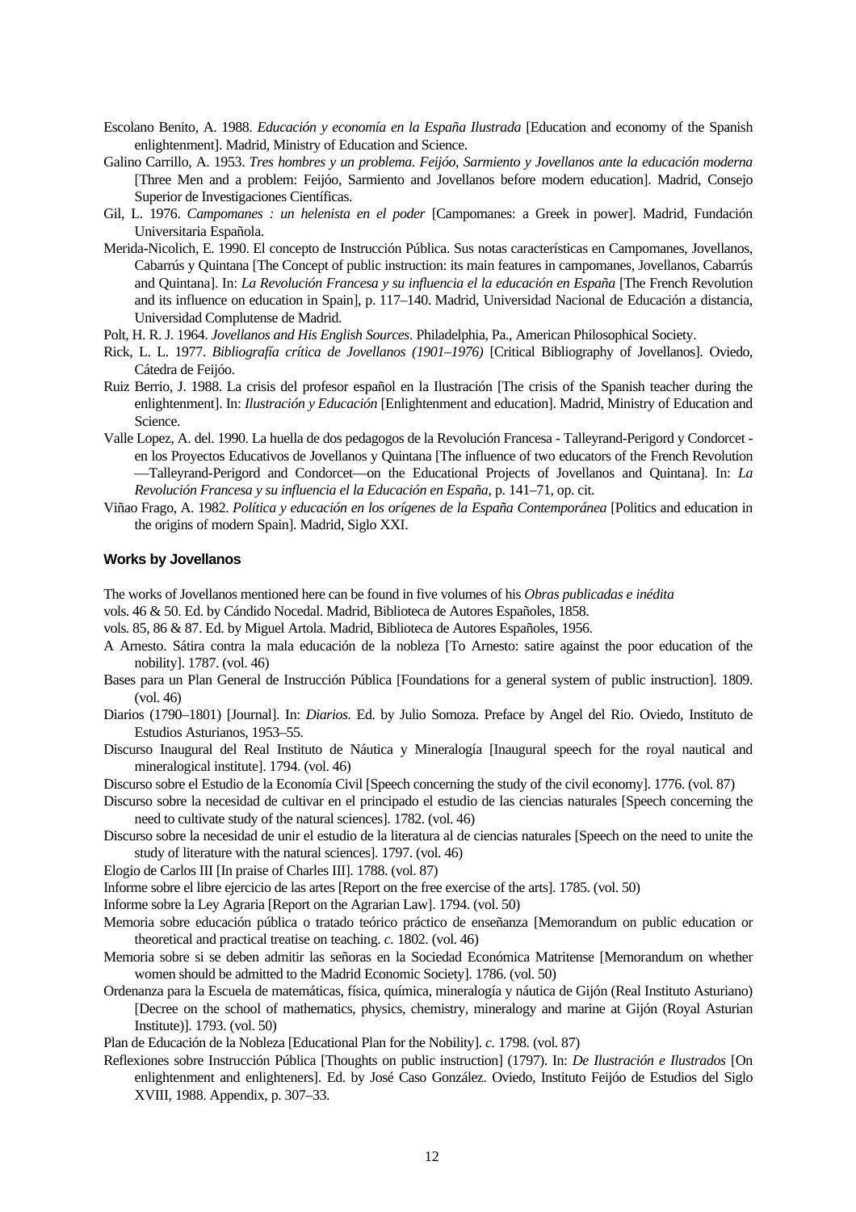Escolano Benito, A. 1988. *Educación y economía en la España Ilustrada* [Education and economy of the Spanish enlightenment]. Madrid, Ministry of Education and Science.

Galino Carrillo, A. 1953. *Tres hombres y un problema. Feijóo, Sarmiento y Jovellanos ante la educación moderna* [Three Men and a problem: Feijóo, Sarmiento and Jovellanos before modern education]. Madrid, Consejo Superior de Investigaciones Científicas.

Gil, L. 1976. *Campomanes : un helenista en el poder* [Campomanes: a Greek in power]. Madrid, Fundación Universitaria Española.

Merida-Nicolich, E. 1990. El concepto de Instrucción Pública. Sus notas características en Campomanes, Jovellanos, Cabarrús y Quintana [The Concept of public instruction: its main features in campomanes, Jovellanos, Cabarrús and Quintana]. In: *La Revolución Francesa y su influencia el la educación en España* [The French Revolution and its influence on education in Spain], p. 117–140. Madrid, Universidad Nacional de Educación a distancia, Universidad Complutense de Madrid.

Polt, H. R. J. 1964. *Jovellanos and His English Sources*. Philadelphia, Pa., American Philosophical Society.

Rick, L. L. 1977. *Bibliografía crítica de Jovellanos (1901–1976)* [Critical Bibliography of Jovellanos]. Oviedo, Cátedra de Feijóo.

Ruiz Berrio, J. 1988. La crisis del profesor español en la Ilustración [The crisis of the Spanish teacher during the enlightenment]. In: *Ilustración y Educación* [Enlightenment and education]. Madrid, Ministry of Education and Science.

Valle Lopez, A. del. 1990. La huella de dos pedagogos de la Revolución Francesa - Talleyrand-Perigord y Condorcet - en los Proyectos Educativos de Jovellanos y Quintana [The influence of two educators of the French Revolution —Talleyrand-Perigord and Condorcet—on the Educational Projects of Jovellanos and Quintana]. In: *La Revolución Francesa y su influencia el la Educación en España*, p. 141–71, op. cit.

Viñao Frago, A. 1982. *Política y educación en los orígenes de la España Contemporánea* [Politics and education in the origins of modern Spain]. Madrid, Siglo XXI.

#### Works by Jovellanos

The works of Jovellanos mentioned here can be found in five volumes of his *Obras publicadas e inédita*

vols. 46 & 50. Ed. by Cándido Nocedal. Madrid, Biblioteca de Autores Españoles, 1858.

vols. 85, 86 & 87. Ed. by Miguel Artola. Madrid, Biblioteca de Autores Españoles, 1956.

A Arnesto. Sátira contra la mala educación de la nobleza [To Arnesto: satire against the poor education of the nobility]. 1787. (vol. 46)

Bases para un Plan General de Instrucción Pública [Foundations for a general system of public instruction]. 1809. (vol. 46)

Diarios (1790–1801) [Journal]. In: *Diarios.* Ed. by Julio Somoza. Preface by Angel del Rio. Oviedo, Instituto de Estudios Asturianos, 1953–55.

Discurso Inaugural del Real Instituto de Náutica y Mineralogía [Inaugural speech for the royal nautical and mineralogical institute]. 1794. (vol. 46)

Discurso sobre el Estudio de la Economía Civil [Speech concerning the study of the civil economy]. 1776. (vol. 87)

Discurso sobre la necesidad de cultivar en el principado el estudio de las ciencias naturales [Speech concerning the need to cultivate study of the natural sciences]. 1782. (vol. 46)

Discurso sobre la necesidad de unir el estudio de la literatura al de ciencias naturales [Speech on the need to unite the study of literature with the natural sciences]. 1797. (vol. 46)

Elogio de Carlos III [In praise of Charles III]. 1788. (vol. 87)

Informe sobre el libre ejercicio de las artes [Report on the free exercise of the arts]. 1785. (vol. 50)

Informe sobre la Ley Agraria [Report on the Agrarian Law]. 1794. (vol. 50)

Memoria sobre educación pública o tratado teórico práctico de enseñanza [Memorandum on public education or theoretical and practical treatise on teaching. *c.* 1802. (vol. 46)

Memoria sobre si se deben admitir las señoras en la Sociedad Económica Matritense [Memorandum on whether women should be admitted to the Madrid Economic Society]. 1786. (vol. 50)

Ordenanza para la Escuela de matemáticas, física, química, mineralogía y náutica de Gijón (Real Instituto Asturiano) [Decree on the school of mathematics, physics, chemistry, mineralogy and marine at Gijón (Royal Asturian Institute)]. 1793. (vol. 50)

Plan de Educación de la Nobleza [Educational Plan for the Nobility]. *c.* 1798. (vol. 87)

Reflexiones sobre Instrucción Pública [Thoughts on public instruction] (1797). In: *De Ilustración e Ilustrados* [On enlightenment and enlighteners]. Ed. by José Caso González. Oviedo, Instituto Feijóo de Estudios del Siglo XVIII, 1988. Appendix, p. 307–33.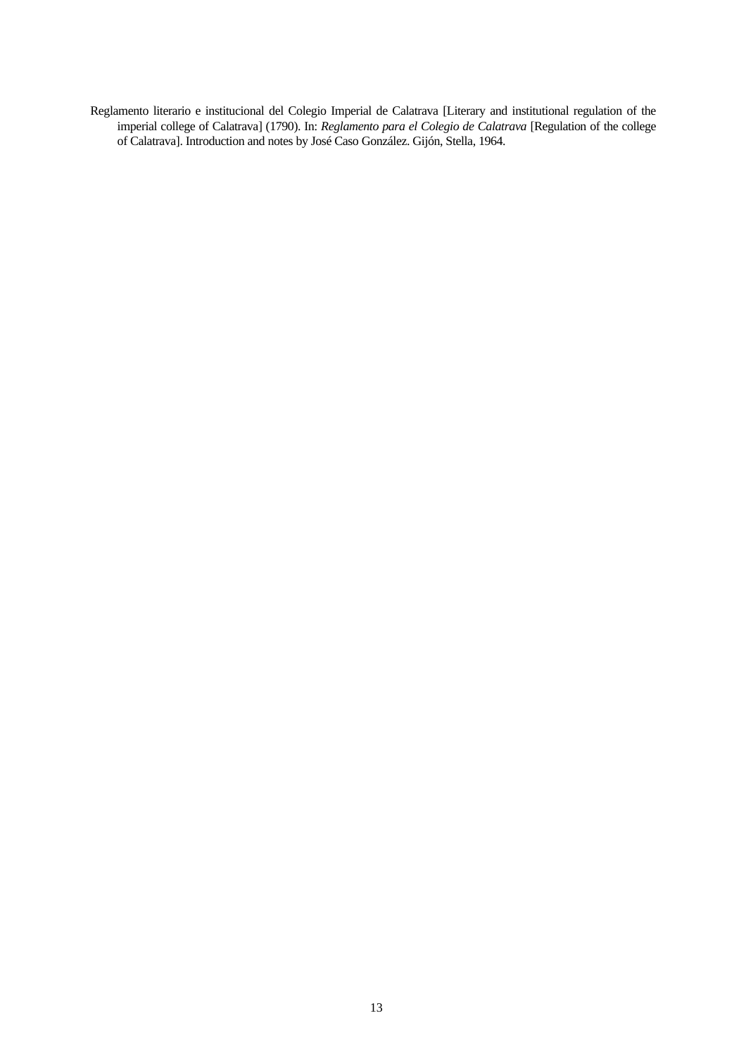Reglamento literario e institucional del Colegio Imperial de Calatrava [Literary and institutional regulation of the imperial college of Calatrava] (1790). In: *Reglamento para el Colegio de Calatrava* [Regulation of the college of Calatrava]. Introduction and notes by José Caso González. Gijón, Stella, 1964.